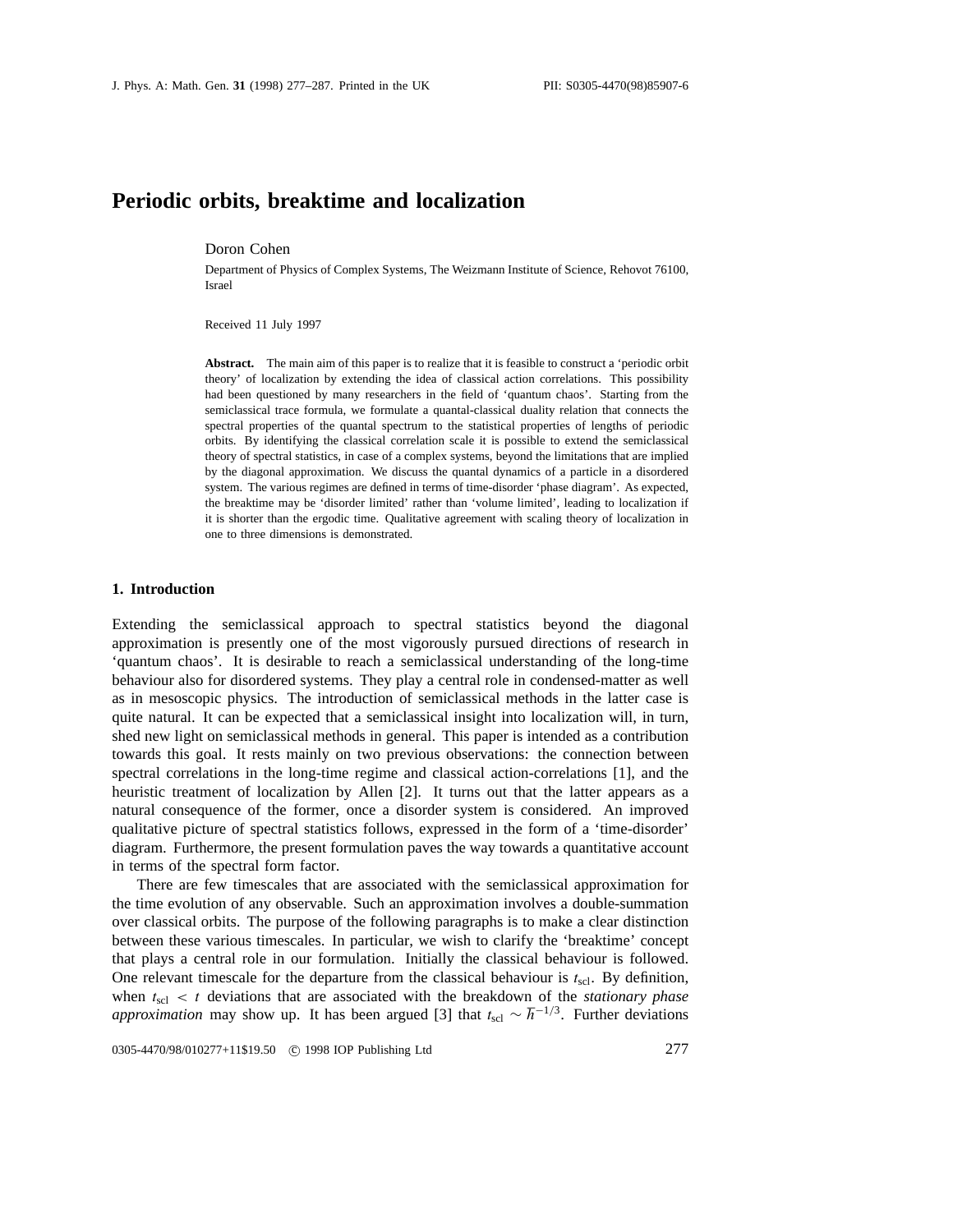# Periodic orbits, breaktime and localization

Doron Cohen

Department of Physics of Complex Systems, The Weizmann Institute of Science, Rehovot 76100, Israel

Received 11 July 1997

**Abstract.** The main aim of this paper is to realize that it is feasible to construct a 'periodic orbit theory' of localization by extending the idea of classical action correlations. This possibility had been questioned by many researchers in the field of 'quantum chaos'. Starting from the semiclassical trace formula, we formulate a quantal-classical duality relation that connects the spectral properties of the quantal spectrum to the statistical properties of lengths of periodic orbits. By identifying the classical correlation scale it is possible to extend the semiclassical theory of spectral statistics, in case of a complex systems, beyond the limitations that are implied by the diagonal approximation. We discuss the quantal dynamics of a particle in a disordered system. The various regimes are defined in terms of time-disorder 'phase diagram'. As expected, the breaktime may be 'disorder limited' rather than 'volume limited', leading to localization if it is shorter than the ergodic time. Qualitative agreement with scaling theory of localization in one to three dimensions is demonstrated.

## 1. Introduction

Extending the semiclassical approach to spectral statistics beyond the diagonal approximation is presently one of the most vigorously pursued directions of research in 'quantum chaos'. It is desirable to reach a semiclassical understanding of the long-time behaviour also for disordered systems. They play a central role in condensed-matter as well as in mesoscopic physics. The introduction of semiclassical methods in the latter case is quite natural. It can be expected that a semiclassical insight into localization will, in turn, shed new light on semiclassical methods in general. This paper is intended as a contribution towards this goal. It rests mainly on two previous observations: the connection between spectral correlations in the long-time regime and classical action-correlations [1], and the heuristic treatment of localization by Allen [2]. It turns out that the latter appears as a natural consequence of the former, once a disorder system is considered. An improved qualitative picture of spectral statistics follows, expressed in the form of a 'time-disorder' diagram. Furthermore, the present formulation paves the way towards a quantitative account in terms of the spectral form factor.

There are few timescales that are associated with the semiclassical approximation for the time evolution of any observable. Such an approximation involves a double-summation over classical orbits. The purpose of the following paragraphs is to make a clear distinction between these various timescales. In particular, we wish to clarify the 'breaktime' concept that plays a central role in our formulation. Initially the classical behaviour is followed. One relevant timescale for the departure from the classical behaviour is $t_{\rm scl}$. By definition, when $t_{\rm scl} < t$ deviations that are associated with the breakdown of the *stationary phase approximation* may show up. It has been argued [3] that $t_{\rm scl} \sim \hbar^{-1/3}$. Further deviations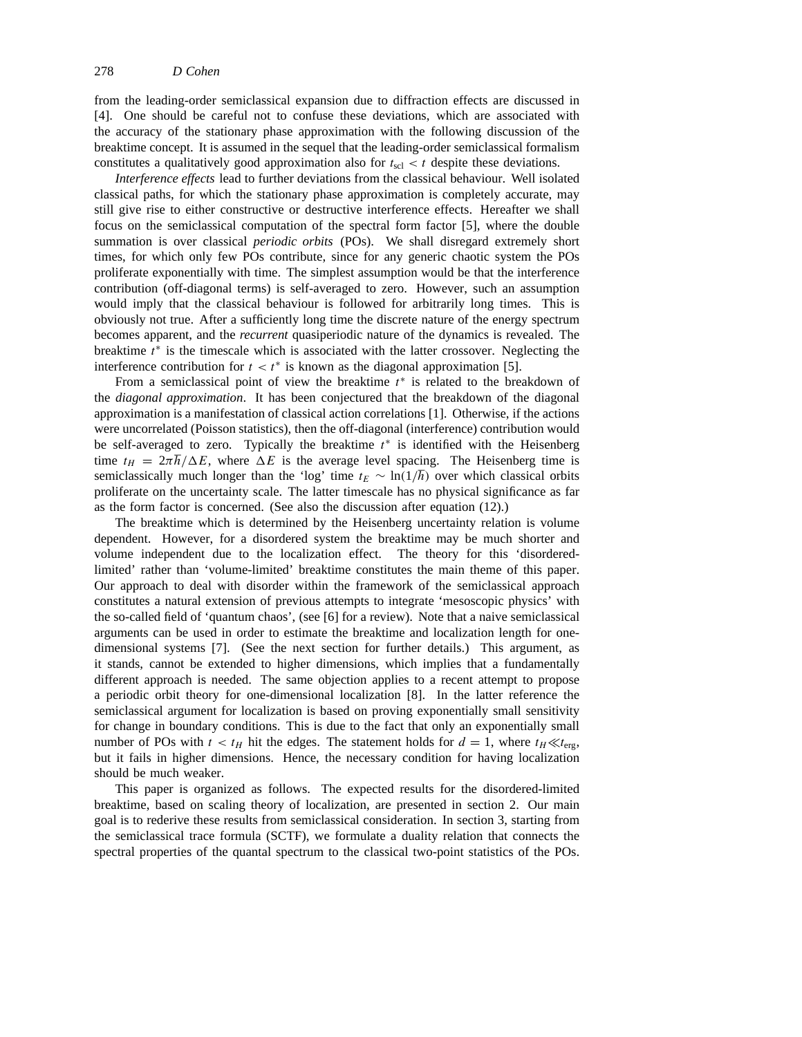from the leading-order semiclassical expansion due to diffraction effects are discussed in [4]. One should be careful not to confuse these deviations, which are associated with the accuracy of the stationary phase approximation with the following discussion of the breaktime concept. It is assumed in the sequel that the leading-order semiclassical formalism constitutes a qualitatively good approximation also for $t_{\rm scl} < t$ despite these deviations.

*Interference effects* lead to further deviations from the classical behaviour. Well isolated classical paths, for which the stationary phase approximation is completely accurate, may still give rise to either constructive or destructive interference effects. Hereafter we shall focus on the semiclassical computation of the spectral form factor [5], where the double summation is over classical *periodic orbits* (POs). We shall disregard extremely short times, for which only few POs contribute, since for any generic chaotic system the POs proliferate exponentially with time. The simplest assumption would be that the interference contribution (off-diagonal terms) is self-averaged to zero. However, such an assumption would imply that the classical behaviour is followed for arbitrarily long times. This is obviously not true. After a sufficiently long time the discrete nature of the energy spectrum becomes apparent, and the *recurrent* quasiperiodic nature of the dynamics is revealed. The breaktime $t^*$ is the timescale which is associated with the latter crossover. Neglecting the interference contribution for $t < t^*$ is known as the diagonal approximation [5].

From a semiclassical point of view the breaktime $t^*$ is related to the breakdown of the *diagonal approximation*. It has been conjectured that the breakdown of the diagonal approximation is a manifestation of classical action correlations [1]. Otherwise, if the actions were uncorrelated (Poisson statistics), then the off-diagonal (interference) contribution would be self-averaged to zero. Typically the breaktime $t^*$ is identified with the Heisenberg time $t_H = 2\pi\hbar/\Delta E$, where $\Delta E$ is the average level spacing. The Heisenberg time is semiclassically much longer than the 'log' time $t_E \sim \ln(1/\hbar)$ over which classical orbits proliferate on the uncertainty scale. The latter timescale has no physical significance as far as the form factor is concerned. (See also the discussion after equation (12).)

The breaktime which is determined by the Heisenberg uncertainty relation is volume dependent. However, for a disordered system the breaktime may be much shorter and volume independent due to the localization effect. The theory for this 'disordered-limited' rather than 'volume-limited' breaktime constitutes the main theme of this paper. Our approach to deal with disorder within the framework of the semiclassical approach constitutes a natural extension of previous attempts to integrate 'mesoscopic physics' with the so-called field of 'quantum chaos', (see [6] for a review). Note that a naive semiclassical arguments can be used in order to estimate the breaktime and localization length for one-dimensional systems [7]. (See the next section for further details.) This argument, as it stands, cannot be extended to higher dimensions, which implies that a fundamentally different approach is needed. The same objection applies to a recent attempt to propose a periodic orbit theory for one-dimensional localization [8]. In the latter reference the semiclassical argument for localization is based on proving exponentially small sensitivity for change in boundary conditions. This is due to the fact that only an exponentially small number of POs with $t < t_H$ hit the edges. The statement holds for $d = 1$, where $t_H \ll t_{\rm erg}$, but it fails in higher dimensions. Hence, the necessary condition for having localization should be much weaker.

This paper is organized as follows. The expected results for the disordered-limited breaktime, based on scaling theory of localization, are presented in section 2. Our main goal is to rederive these results from semiclassical consideration. In section 3, starting from the semiclassical trace formula (SCTF), we formulate a duality relation that connects the spectral properties of the quantal spectrum to the classical two-point statistics of the POs.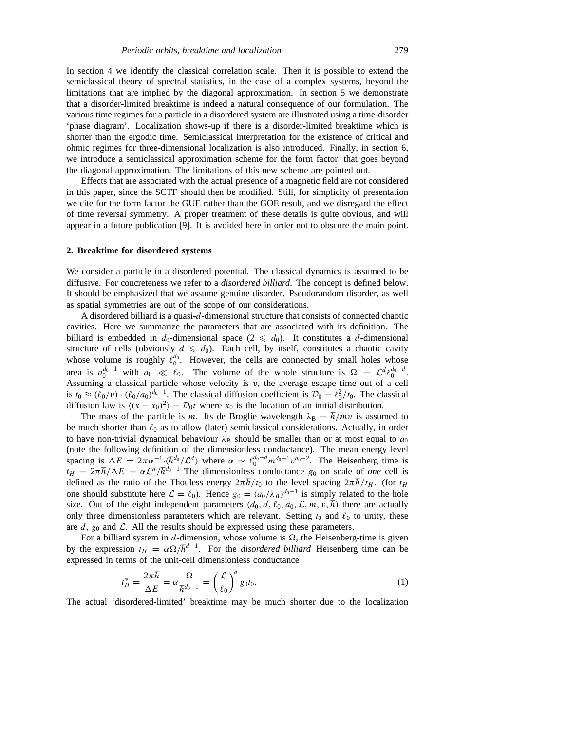In section 4 we identify the classical correlation scale. Then it is possible to extend the semiclassical theory of spectral statistics, in the case of a complex systems, beyond the limitations that are implied by the diagonal approximation. In section 5 we demonstrate that a disorder-limited breaktime is indeed a natural consequence of our formulation. The various time regimes for a particle in a disordered system are illustrated using a time-disorder 'phase diagram'. Localization shows-up if there is a disorder-limited breaktime which is shorter than the ergodic time. Semiclassical interpretation for the existence of critical and ohmic regimes for three-dimensional localization is also introduced. Finally, in section 6, we introduce a semiclassical approximation scheme for the form factor, that goes beyond the diagonal approximation. The limitations of this new scheme are pointed out.

Effects that are associated with the actual presence of a magnetic field are not considered in this paper, since the SCTF should then be modified. Still, for simplicity of presentation we cite for the form factor the GUE rather than the GOE result, and we disregard the effect of time reversal symmetry. A proper treatment of these details is quite obvious, and will appear in a future publication [9]. It is avoided here in order not to obscure the main point.

## 2. Breaktime for disordered systems

We consider a particle in a disordered potential. The classical dynamics is assumed to be diffusive. For concreteness we refer to a *disordered billiard*. The concept is defined below. It should be emphasized that we assume genuine disorder. Pseudorandom disorder, as well as spatial symmetries are out of the scope of our considerations.

A disordered billiard is a quasi-$d$-dimensional structure that consists of connected chaotic cavities. Here we summarize the parameters that are associated with its definition. The billiard is embedded in $d_0$-dimensional space ($2 \leqslant d_0$). It constitutes a $d$-dimensional structure of cells (obviously $d \leqslant d_0$). Each cell, by itself, constitutes a chaotic cavity whose volume is roughly $\ell_0^{d_0}$. However, the cells are connected by small holes whose area is $a_0^{d_0-1}$ with $a_0 \ll \ell_0$. The volume of the whole structure is $\Omega = \mathcal{L}^d \ell_0^{d_0-d}$. Assuming a classical particle whose velocity is $v$, the average escape time out of a cell is $t_0 \approx (\ell_0/v) \cdot (\ell_0/a_0)^{d_0-1}$. The classical diffusion coefficient is $\mathcal{D}_0 = \ell_0^2/t_0$. The classical diffusion law is $\langle (x-x_0)^2 \rangle = \mathcal{D}_0 t$ where $x_0$ is the location of an initial distribution.

The mass of the particle is $m$. Its de Broglie wavelength $\lambda_B = \hbar/mv$ is assumed to be much shorter than $\ell_0$ as to allow (later) semiclassical considerations. Actually, in order to have non-trivial dynamical behaviour $\lambda_B$ should be smaller than or at most equal to $a_0$ (note the following definition of the dimensionless conductance). The mean energy level spacing is $\Delta E = 2\pi\alpha^{-1} \cdot (\hbar^{d_0}/\mathcal{L}^d)$ where $\alpha \sim \ell_0^{d_0-d} m^{d_0-1} v^{d_0-2}$. The Heisenberg time is $t_H = 2\pi\hbar/\Delta E = \alpha \mathcal{L}^d/\hbar^{d_0-1}$ The dimensionless conductance $g_0$ on scale of *one* cell is defined as the ratio of the Thouless energy $2\pi\hbar/t_0$ to the level spacing $2\pi\hbar/t_H$. (for $t_H$ one should substitute here $\mathcal{L} = \ell_0$). Hence $g_0 = (a_0/\lambda_B)^{d_0-1}$ is simply related to the hole size. Out of the eight independent parameters $(d_0, d, \ell_0, a_0, \mathcal{L}, m, v, \hbar)$ there are actually only three dimensionless parameters which are relevant. Setting $t_0$ and $\ell_0$ to unity, these are $d$, $g_0$ and $\mathcal{L}$. All the results should be expressed using these parameters.

For a billiard system in $d$-dimension, whose volume is $\Omega$, the Heisenberg-time is given by the expression $t_H = \alpha\Omega/\hbar^{d-1}$. For the *disordered billiard* Heisenberg time can be expressed in terms of the unit-cell dimensionless conductance

$$t_H^* = \frac{2\pi\hbar}{\Delta E} = \alpha \frac{\Omega}{\hbar^{d_0-1}} = \left(\frac{\mathcal{L}}{\ell_0}\right)^d g_0 t_0. \tag{1}$$

The actual 'disordered-limited' breaktime may be much shorter due to the localization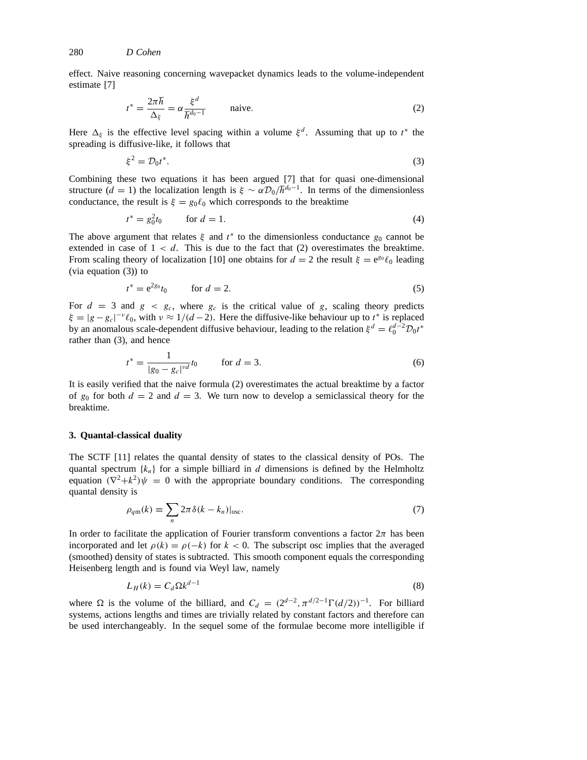effect. Naive reasoning concerning wavepacket dynamics leads to the volume-independent estimate [7]

$$t^* = \frac{2\pi\hbar}{\Delta_\xi} = \alpha \frac{\xi^d}{\hbar^{d_0-1}} \qquad \text{naive.} \tag{2}$$

Here $\Delta_\xi$ is the effective level spacing within a volume $\xi^d$. Assuming that up to $t^*$ the spreading is diffusive-like, it follows that

$$\xi^2 = \mathcal{D}_0 t^*. \tag{3}$$

Combining these two equations it has been argued [7] that for quasi one-dimensional structure ($d = 1$) the localization length is $\xi \sim \alpha\mathcal{D}_0/\hbar^{d_0-1}$. In terms of the dimensionless conductance, the result is $\xi = g_0\ell_0$ which corresponds to the breaktime

$$t^* = g_0^2 t_0 \qquad \text{for } d = 1. \tag{4}$$

The above argument that relates $\xi$ and $t^*$ to the dimensionless conductance $g_0$ cannot be extended in case of $1 < d$. This is due to the fact that (2) overestimates the breaktime. From scaling theory of localization [10] one obtains for $d = 2$ the result $\xi = e^{g_0}\ell_0$ leading (via equation (3)) to

$$t^* = e^{2g_0} t_0 \qquad \text{for } d = 2. \tag{5}$$

For $d = 3$ and $g < g_c$, where $g_c$ is the critical value of $g$, scaling theory predicts $\xi = |g - g_c|^{-\nu}\ell_0$, with $\nu \approx 1/(d-2)$. Here the diffusive-like behaviour up to $t^*$ is replaced by an anomalous scale-dependent diffusive behaviour, leading to the relation $\xi^d = \ell_0^{d-2}\mathcal{D}_0 t^*$ rather than (3), and hence

$$t^* = \frac{1}{|g_0 - g_c|^{\nu d}} t_0 \qquad \text{for } d = 3. \tag{6}$$

It is easily verified that the naive formula (2) overestimates the actual breaktime by a factor of $g_0$ for both $d = 2$ and $d = 3$. We turn now to develop a semiclassical theory for the breaktime.

## 3. Quantal-classical duality

The SCTF [11] relates the quantal density of states to the classical density of POs. The quantal spectrum $\{k_n\}$ for a simple billiard in $d$ dimensions is defined by the Helmholtz equation $(\nabla^2 + k^2)\psi = 0$ with the appropriate boundary conditions. The corresponding quantal density is

$$\rho_{qm}(k) \equiv \sum_n 2\pi\delta(k - k_n)|_{\text{osc}}. \tag{7}$$

In order to facilitate the application of Fourier transform conventions a factor $2\pi$ has been incorporated and let $\rho(k) = \rho(-k)$ for $k < 0$. The subscript osc implies that the averaged (smoothed) density of states is subtracted. This smooth component equals the corresponding Heisenberg length and is found via Weyl law, namely

$$L_H(k) = C_d \Omega k^{d-1} \tag{8}$$

where $\Omega$ is the volume of the billiard, and $C_d = (2^{d-2}, \pi^{d/2-1}\Gamma(d/2))^{-1}$. For billiard systems, actions lengths and times are trivially related by constant factors and therefore can be used interchangeably. In the sequel some of the formulae become more intelligible if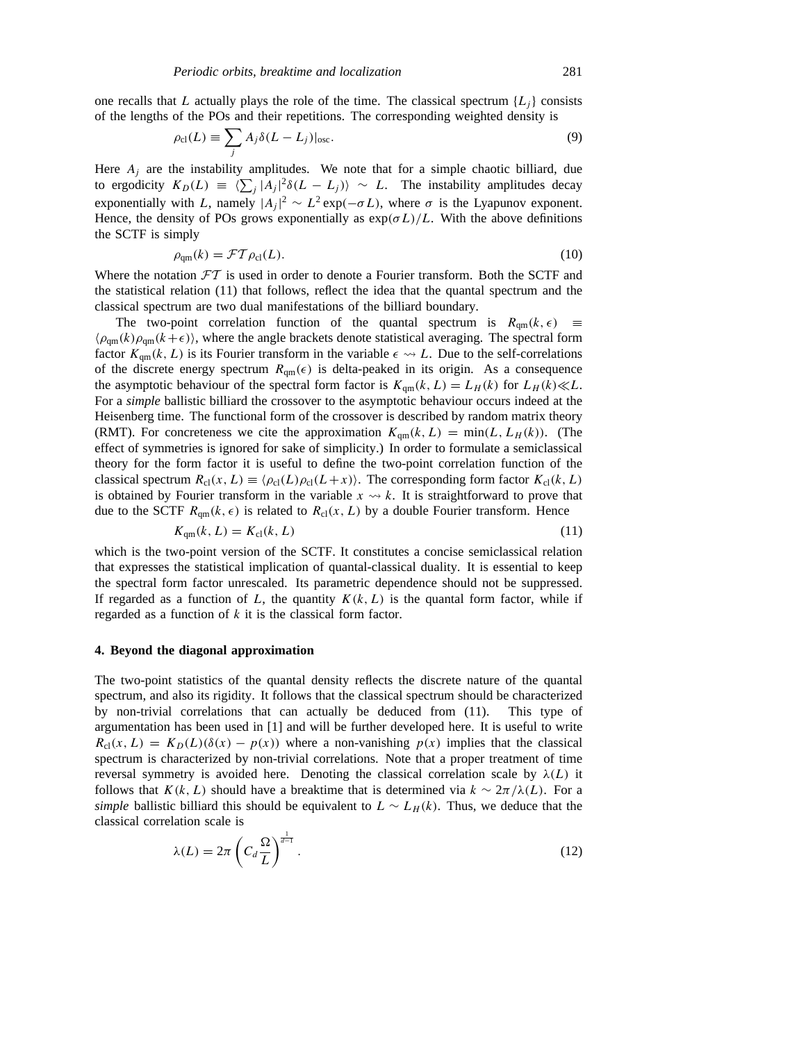one recalls that $L$ actually plays the role of the time. The classical spectrum $\{L_j\}$ consists of the lengths of the POs and their repetitions. The corresponding weighted density is

$$\rho_{\mathrm{cl}}(L) \equiv \sum_j A_j \delta(L - L_j)|_{\mathrm{osc}}. \tag{9}$$

Here $A_j$ are the instability amplitudes. We note that for a simple chaotic billiard, due to ergodicity $K_D(L) \equiv \langle \sum_j |A_j|^2 \delta(L - L_j) \rangle \sim L$. The instability amplitudes decay exponentially with $L$, namely $|A_j|^2 \sim L^2 \exp(-\sigma L)$, where $\sigma$ is the Lyapunov exponent. Hence, the density of POs grows exponentially as $\exp(\sigma L)/L$. With the above definitions the SCTF is simply

$$\rho_{\mathrm{qm}}(k) = \mathcal{FT} \rho_{\mathrm{cl}}(L). \tag{10}$$

Where the notation $\mathcal{FT}$ is used in order to denote a Fourier transform. Both the SCTF and the statistical relation (11) that follows, reflect the idea that the quantal spectrum and the classical spectrum are two dual manifestations of the billiard boundary.

The two-point correlation function of the quantal spectrum is $R_{\mathrm{qm}}(k, \epsilon) \equiv \langle \rho_{\mathrm{qm}}(k) \rho_{\mathrm{qm}}(k+\epsilon) \rangle$, where the angle brackets denote statistical averaging. The spectral form factor $K_{\mathrm{qm}}(k, L)$ is its Fourier transform in the variable $\epsilon \rightsquigarrow L$. Due to the self-correlations of the discrete energy spectrum $R_{\mathrm{qm}}(\epsilon)$ is delta-peaked in its origin. As a consequence the asymptotic behaviour of the spectral form factor is $K_{\mathrm{qm}}(k, L) = L_H(k)$ for $L_H(k) \ll L$. For a *simple* ballistic billiard the crossover to the asymptotic behaviour occurs indeed at the Heisenberg time. The functional form of the crossover is described by random matrix theory (RMT). For concreteness we cite the approximation $K_{\mathrm{qm}}(k, L) = \min(L, L_H(k))$. (The effect of symmetries is ignored for sake of simplicity.) In order to formulate a semiclassical theory for the form factor it is useful to define the two-point correlation function of the classical spectrum $R_{\mathrm{cl}}(x, L) \equiv \langle \rho_{\mathrm{cl}}(L) \rho_{\mathrm{cl}}(L+x) \rangle$. The corresponding form factor $K_{\mathrm{cl}}(k, L)$ is obtained by Fourier transform in the variable $x \rightsquigarrow k$. It is straightforward to prove that due to the SCTF $R_{\mathrm{qm}}(k, \epsilon)$ is related to $R_{\mathrm{cl}}(x, L)$ by a double Fourier transform. Hence

$$K_{\mathrm{qm}}(k, L) = K_{\mathrm{cl}}(k, L) \tag{11}$$

which is the two-point version of the SCTF. It constitutes a concise semiclassical relation that expresses the statistical implication of quantal-classical duality. It is essential to keep the spectral form factor unrescaled. Its parametric dependence should not be suppressed. If regarded as a function of $L$, the quantity $K(k, L)$ is the quantal form factor, while if regarded as a function of $k$ it is the classical form factor.

## 4. Beyond the diagonal approximation

The two-point statistics of the quantal density reflects the discrete nature of the quantal spectrum, and also its rigidity. It follows that the classical spectrum should be characterized by non-trivial correlations that can actually be deduced from (11). This type of argumentation has been used in [1] and will be further developed here. It is useful to write $R_{\mathrm{cl}}(x, L) = K_D(L)(\delta(x) - p(x))$ where a non-vanishing $p(x)$ implies that the classical spectrum is characterized by non-trivial correlations. Note that a proper treatment of time reversal symmetry is avoided here. Denoting the classical correlation scale by $\lambda(L)$ it follows that $K(k, L)$ should have a breaktime that is determined via $k \sim 2\pi/\lambda(L)$. For a *simple* ballistic billiard this should be equivalent to $L \sim L_H(k)$. Thus, we deduce that the classical correlation scale is

$$\lambda(L) = 2\pi \left( C_d \frac{\Omega}{L} \right)^{\frac{1}{d-1}}. \tag{12}$$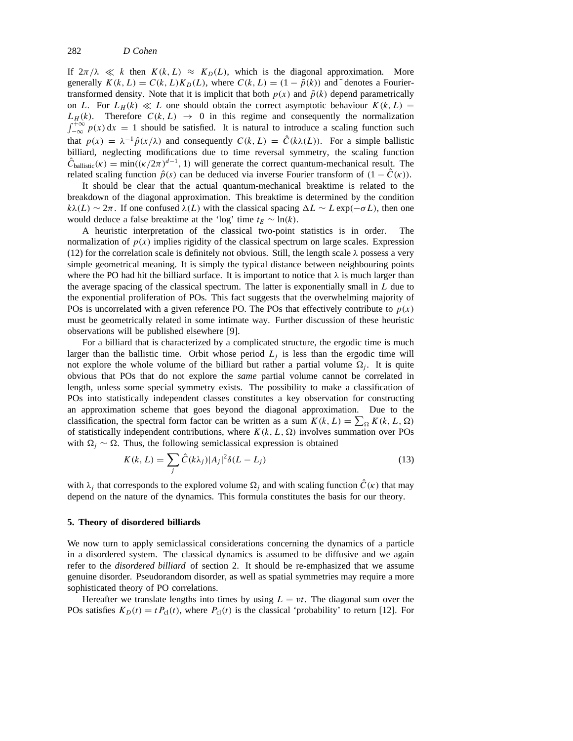If $2\pi/\lambda \ll k$ then $K(k, L) \approx K_D(L)$, which is the diagonal approximation. More generally $K(k, L) = C(k, L)K_D(L)$, where $C(k, L) = (1 - \tilde{p}(k))$ and $\tilde{}$ denotes a Fourier-transformed density. Note that it is implicit that both $p(x)$ and $\tilde{p}(k)$ depend parametrically on $L$. For $L_H(k) \ll L$ one should obtain the correct asymptotic behaviour $K(k, L) = L_H(k)$. Therefore $C(k, L) \to 0$ in this regime and consequently the normalization $\int_{-\infty}^{+\infty} p(x)\,\mathrm{d}x = 1$ should be satisfied. It is natural to introduce a scaling function such that $p(x) = \lambda^{-1}\hat{p}(x/\lambda)$ and consequently $C(k, L) = \hat{C}(k\lambda(L))$. For a simple ballistic billiard, neglecting modifications due to time reversal symmetry, the scaling function $\hat{C}_{\text{ballistic}}(\kappa) = \min((\kappa/2\pi)^{d-1}, 1)$ will generate the correct quantum-mechanical result. The related scaling function $\hat{p}(s)$ can be deduced via inverse Fourier transform of $(1 - \hat{C}(\kappa))$.

It should be clear that the actual quantum-mechanical breaktime is related to the breakdown of the diagonal approximation. This breaktime is determined by the condition $k\lambda(L) \sim 2\pi$. If one confused $\lambda(L)$ with the classical spacing $\Delta L \sim L\exp(-\sigma L)$, then one would deduce a false breaktime at the 'log' time $t_E \sim \ln(k)$.

A heuristic interpretation of the classical two-point statistics is in order. The normalization of $p(x)$ implies rigidity of the classical spectrum on large scales. Expression (12) for the correlation scale is definitely not obvious. Still, the length scale $\lambda$ possess a very simple geometrical meaning. It is simply the typical distance between neighbouring points where the PO had hit the billiard surface. It is important to notice that $\lambda$ is much larger than the average spacing of the classical spectrum. The latter is exponentially small in $L$ due to the exponential proliferation of POs. This fact suggests that the overwhelming majority of POs is uncorrelated with a given reference PO. The POs that effectively contribute to $p(x)$ must be geometrically related in some intimate way. Further discussion of these heuristic observations will be published elsewhere [9].

For a billiard that is characterized by a complicated structure, the ergodic time is much larger than the ballistic time. Orbit whose period $L_j$ is less than the ergodic time will not explore the whole volume of the billiard but rather a partial volume $\Omega_j$. It is quite obvious that POs that do not explore the *same* partial volume cannot be correlated in length, unless some special symmetry exists. The possibility to make a classification of POs into statistically independent classes constitutes a key observation for constructing an approximation scheme that goes beyond the diagonal approximation. Due to the classification, the spectral form factor can be written as a sum $K(k, L) = \sum_\Omega K(k, L, \Omega)$ of statistically independent contributions, where $K(k, L, \Omega)$ involves summation over POs with $\Omega_j \sim \Omega$. Thus, the following semiclassical expression is obtained

$$K(k, L) = \sum_j \hat{C}(k\lambda_j)|A_j|^2\delta(L - L_j) \tag{13}$$

with $\lambda_j$ that corresponds to the explored volume $\Omega_j$ and with scaling function $\hat{C}(\kappa)$ that may depend on the nature of the dynamics. This formula constitutes the basis for our theory.

## 5. Theory of disordered billiards

We now turn to apply semiclassical considerations concerning the dynamics of a particle in a disordered system. The classical dynamics is assumed to be diffusive and we again refer to the *disordered billiard* of section 2. It should be re-emphasized that we assume genuine disorder. Pseudorandom disorder, as well as spatial symmetries may require a more sophisticated theory of PO correlations.

Hereafter we translate lengths into times by using $L = vt$. The diagonal sum over the POs satisfies $K_D(t) = tP_{\text{cl}}(t)$, where $P_{\text{cl}}(t)$ is the classical 'probability' to return [12]. For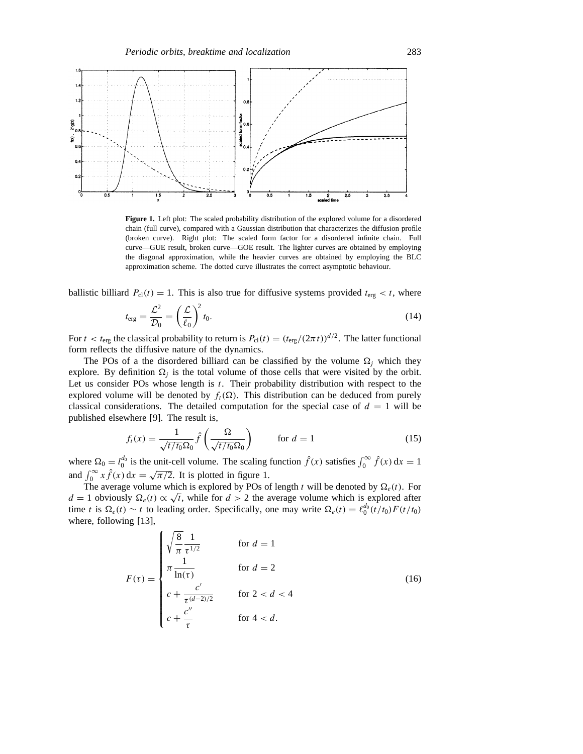**Figure 1.** Left plot: The scaled probability distribution of the explored volume for a disordered chain (full curve), compared with a Gaussian distribution that characterizes the diffusion profile (broken curve). Right plot: The scaled form factor for a disordered infinite chain. Full curve—GUE result, broken curve—GOE result. The lighter curves are obtained by employing the diagonal approximation, while the heavier curves are obtained by employing the BLC approximation scheme. The dotted curve illustrates the correct asymptotic behaviour.

ballistic billiard $P_{\mathrm{cl}}(t) = 1$. This is also true for diffusive systems provided $t_{\mathrm{erg}} < t$, where

$$t_{\mathrm{erg}} = \frac{\mathcal{L}^2}{\mathcal{D}_0} = \left(\frac{\mathcal{L}}{\ell_0}\right)^2 t_0. \tag{14}$$

For $t < t_{\mathrm{erg}}$ the classical probability to return is $P_{\mathrm{cl}}(t) = (t_{\mathrm{erg}}/(2\pi t))^{d/2}$. The latter functional form reflects the diffusive nature of the dynamics.

The POs of a the disordered billiard can be classified by the volume $\Omega_j$ which they explore. By definition $\Omega_j$ is the total volume of those cells that were visited by the orbit. Let us consider POs whose length is $t$. Their probability distribution with respect to the explored volume will be denoted by $f_t(\Omega)$. This distribution can be deduced from purely classical considerations. The detailed computation for the special case of $d = 1$ will be published elsewhere [9]. The result is,

$$f_t(x) = \frac{1}{\sqrt{t/t_0}\Omega_0}\hat{f}\left(\frac{\Omega}{\sqrt{t/t_0}\Omega_0}\right) \qquad \text{for } d = 1 \tag{15}$$

where $\Omega_0 = l_0^{d_0}$ is the unit-cell volume. The scaling function $\hat{f}(x)$ satisfies $\int_0^\infty \hat{f}(x)\,\mathrm{d}x = 1$ and $\int_0^\infty x\hat{f}(x)\,\mathrm{d}x = \sqrt{\pi/2}$. It is plotted in figure 1.

The average volume which is explored by POs of length $t$ will be denoted by $\Omega_e(t)$. For $d = 1$ obviously $\Omega_e(t) \propto \sqrt{t}$, while for $d > 2$ the average volume which is explored after time $t$ is $\Omega_e(t) \sim t$ to leading order. Specifically, one may write $\Omega_e(t) = \ell_0^{d_0}(t/t_0)F(t/t_0)$ where, following [13],

$$F(\tau) = \begin{cases} \sqrt{\dfrac{8}{\pi}}\dfrac{1}{\tau^{1/2}} & \text{for } d = 1 \\ \pi\dfrac{1}{\ln(\tau)} & \text{for } d = 2 \\ c + \dfrac{c'}{\tau^{(d-2)/2}} & \text{for } 2 < d < 4 \\ c + \dfrac{c''}{\tau} & \text{for } 4 < d. \end{cases} \tag{16}$$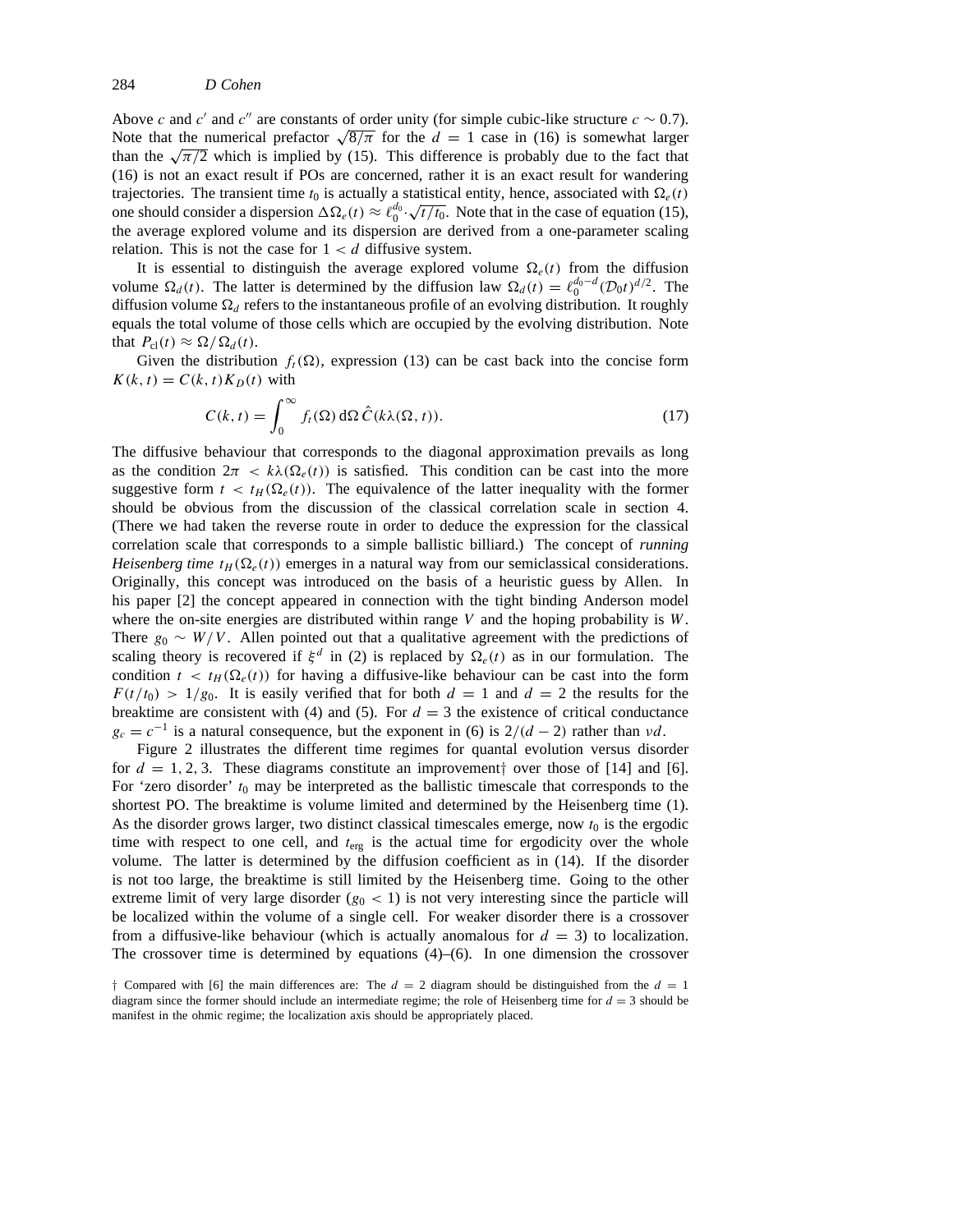Above $c$ and $c'$ and $c''$ are constants of order unity (for simple cubic-like structure $c \sim 0.7$). Note that the numerical prefactor $\sqrt{8/\pi}$ for the $d = 1$ case in (16) is somewhat larger than the $\sqrt{\pi/2}$ which is implied by (15). This difference is probably due to the fact that (16) is not an exact result if POs are concerned, rather it is an exact result for wandering trajectories. The transient time $t_0$ is actually a statistical entity, hence, associated with $\Omega_e(t)$ one should consider a dispersion $\Delta\Omega_e(t) \approx \ell_0^{d_0} \cdot \sqrt{t/t_0}$. Note that in the case of equation (15), the average explored volume and its dispersion are derived from a one-parameter scaling relation. This is not the case for $1 < d$ diffusive system.

It is essential to distinguish the average explored volume $\Omega_e(t)$ from the diffusion volume $\Omega_d(t)$. The latter is determined by the diffusion law $\Omega_d(t) = \ell_0^{d_0-d}(\mathcal{D}_0 t)^{d/2}$. The diffusion volume $\Omega_d$ refers to the instantaneous profile of an evolving distribution. It roughly equals the total volume of those cells which are occupied by the evolving distribution. Note that $P_{\rm cl}(t) \approx \Omega/\Omega_d(t)$.

Given the distribution $f_t(\Omega)$, expression (13) can be cast back into the concise form $K(k, t) = C(k, t)K_D(t)$ with

$$C(k, t) = \int_0^\infty f_t(\Omega)\, \mathrm{d}\Omega\, \hat{C}(k\lambda(\Omega, t)). \tag{17}$$

The diffusive behaviour that corresponds to the diagonal approximation prevails as long as the condition $2\pi < k\lambda(\Omega_e(t))$ is satisfied. This condition can be cast into the more suggestive form $t < t_H(\Omega_e(t))$. The equivalence of the latter inequality with the former should be obvious from the discussion of the classical correlation scale in section 4. (There we had taken the reverse route in order to deduce the expression for the classical correlation scale that corresponds to a simple ballistic billiard.) The concept of *running Heisenberg time* $t_H(\Omega_e(t))$ emerges in a natural way from our semiclassical considerations. Originally, this concept was introduced on the basis of a heuristic guess by Allen. In his paper [2] the concept appeared in connection with the tight binding Anderson model where the on-site energies are distributed within range $V$ and the hoping probability is $W$. There $g_0 \sim W/V$. Allen pointed out that a qualitative agreement with the predictions of scaling theory is recovered if $\xi^d$ in (2) is replaced by $\Omega_e(t)$ as in our formulation. The condition $t < t_H(\Omega_e(t))$ for having a diffusive-like behaviour can be cast into the form $F(t/t_0) > 1/g_0$. It is easily verified that for both $d = 1$ and $d = 2$ the results for the breaktime are consistent with (4) and (5). For $d = 3$ the existence of critical conductance $g_c = c^{-1}$ is a natural consequence, but the exponent in (6) is $2/(d-2)$ rather than $\nu d$.

Figure 2 illustrates the different time regimes for quantal evolution versus disorder for $d = 1, 2, 3$. These diagrams constitute an improvement† over those of [14] and [6]. For 'zero disorder' $t_0$ may be interpreted as the ballistic timescale that corresponds to the shortest PO. The breaktime is volume limited and determined by the Heisenberg time (1). As the disorder grows larger, two distinct classical timescales emerge, now $t_0$ is the ergodic time with respect to one cell, and $t_{\rm erg}$ is the actual time for ergodicity over the whole volume. The latter is determined by the diffusion coefficient as in (14). If the disorder is not too large, the breaktime is still limited by the Heisenberg time. Going to the other extreme limit of very large disorder ($g_0 < 1$) is not very interesting since the particle will be localized within the volume of a single cell. For weaker disorder there is a crossover from a diffusive-like behaviour (which is actually anomalous for $d = 3$) to localization. The crossover time is determined by equations (4)–(6). In one dimension the crossover

† Compared with [6] the main differences are: The $d = 2$ diagram should be distinguished from the $d = 1$ diagram since the former should include an intermediate regime; the role of Heisenberg time for $d = 3$ should be manifest in the ohmic regime; the localization axis should be appropriately placed.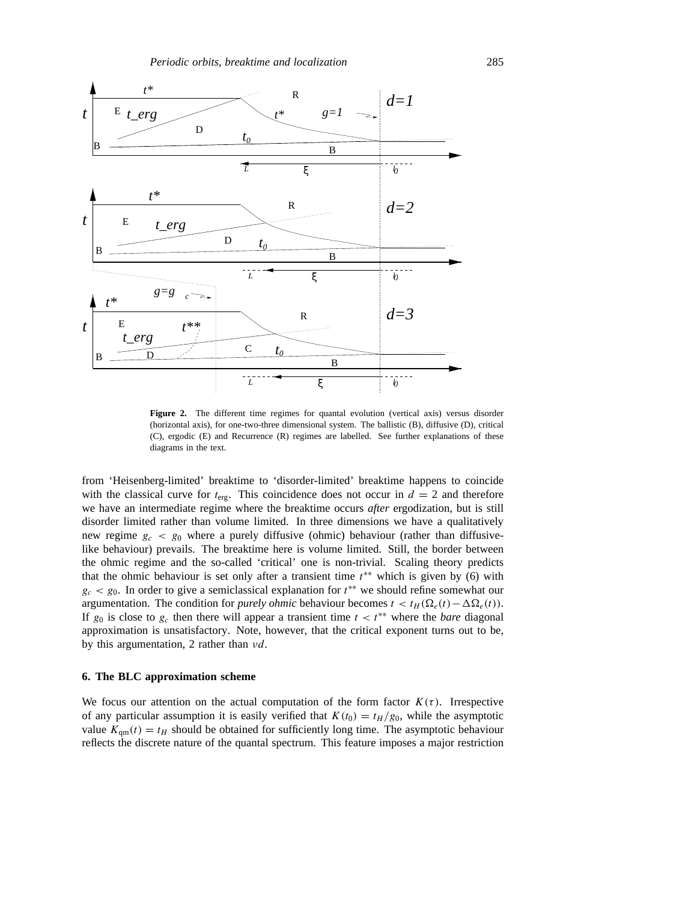**Figure 2.** The different time regimes for quantal evolution (vertical axis) versus disorder (horizontal axis), for one-two-three dimensional system. The ballistic (B), diffusive (D), critical (C), ergodic (E) and Recurrence (R) regimes are labelled. See further explanations of these diagrams in the text.

from 'Heisenberg-limited' breaktime to 'disorder-limited' breaktime happens to coincide with the classical curve for $t_{\mathrm{erg}}$. This coincidence does not occur in $d = 2$ and therefore we have an intermediate regime where the breaktime occurs *after* ergodization, but is still disorder limited rather than volume limited. In three dimensions we have a qualitatively new regime $g_c < g_0$ where a purely diffusive (ohmic) behaviour (rather than diffusive-like behaviour) prevails. The breaktime here is volume limited. Still, the border between the ohmic regime and the so-called 'critical' one is non-trivial. Scaling theory predicts that the ohmic behaviour is set only after a transient time $t^{**}$ which is given by (6) with $g_c < g_0$. In order to give a semiclassical explanation for $t^{**}$ we should refine somewhat our argumentation. The condition for *purely ohmic* behaviour becomes $t < t_H(\Omega_e(t) - \Delta\Omega_e(t))$. If $g_0$ is close to $g_c$ then there will appear a transient time $t < t^{**}$ where the *bare* diagonal approximation is unsatisfactory. Note, however, that the critical exponent turns out to be, by this argumentation, 2 rather than $\nu d$.

## 6. The BLC approximation scheme

We focus our attention on the actual computation of the form factor $K(\tau)$. Irrespective of any particular assumption it is easily verified that $K(t_0) = t_H/g_0$, while the asymptotic value $K_{\mathrm{qm}}(t) = t_H$ should be obtained for sufficiently long time. The asymptotic behaviour reflects the discrete nature of the quantal spectrum. This feature imposes a major restriction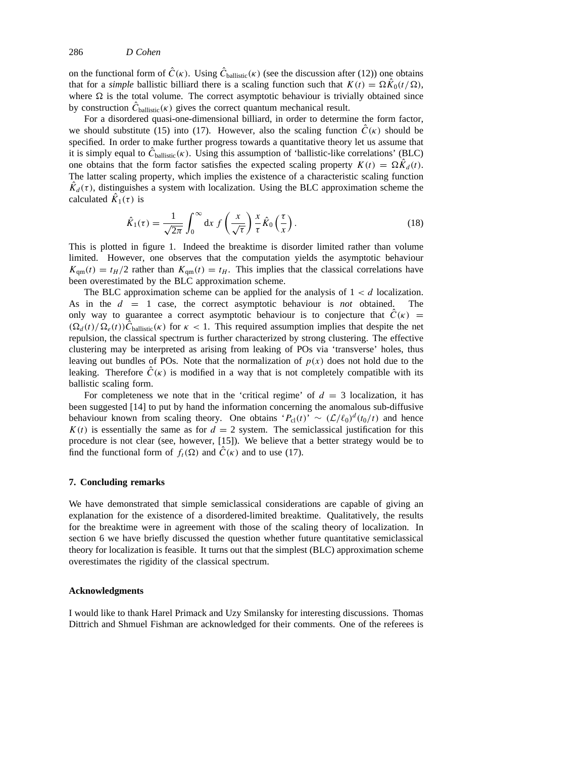on the functional form of $\hat{C}(\kappa)$. Using $\hat{C}_{\text{ballistic}}(\kappa)$ (see the discussion after (12)) one obtains that for a *simple* ballistic billiard there is a scaling function such that $K(t) = \Omega\hat{K}_0(t/\Omega)$, where $\Omega$ is the total volume. The correct asymptotic behaviour is trivially obtained since by construction $\hat{C}_{\text{ballistic}}(\kappa)$ gives the correct quantum mechanical result.

For a disordered quasi-one-dimensional billiard, in order to determine the form factor, we should substitute (15) into (17). However, also the scaling function $\hat{C}(\kappa)$ should be specified. In order to make further progress towards a quantitative theory let us assume that it is simply equal to $\hat{C}_{\text{ballistic}}(\kappa)$. Using this assumption of 'ballistic-like correlations' (BLC) one obtains that the form factor satisfies the expected scaling property $K(t) = \Omega\hat{K}_d(t)$. The latter scaling property, which implies the existence of a characteristic scaling function $\hat{K}_d(\tau)$, distinguishes a system with localization. Using the BLC approximation scheme the calculated $\hat{K}_1(\tau)$ is

$$\hat{K}_1(\tau) = \frac{1}{\sqrt{2\pi}} \int_0^\infty \mathrm{d}x \; f\left(\frac{x}{\sqrt{\tau}}\right) \frac{x}{\tau} \hat{K}_0\left(\frac{\tau}{x}\right). \tag{18}$$

This is plotted in figure 1. Indeed the breaktime is disorder limited rather than volume limited. However, one observes that the computation yields the asymptotic behaviour $K_{\text{qm}}(t) = t_H/2$ rather than $K_{\text{qm}}(t) = t_H$. This implies that the classical correlations have been overestimated by the BLC approximation scheme.

The BLC approximation scheme can be applied for the analysis of $1 < d$ localization. As in the $d = 1$ case, the correct asymptotic behaviour is *not* obtained. The only way to guarantee a correct asymptotic behaviour is to conjecture that $\hat{C}(\kappa) = (\Omega_d(t)/\Omega_e(t))\hat{C}_{\text{ballistic}}(\kappa)$ for $\kappa < 1$. This required assumption implies that despite the net repulsion, the classical spectrum is further characterized by strong clustering. The effective clustering may be interpreted as arising from leaking of POs via 'transverse' holes, thus leaving out bundles of POs. Note that the normalization of $p(x)$ does not hold due to the leaking. Therefore $\hat{C}(\kappa)$ is modified in a way that is not completely compatible with its ballistic scaling form.

For completeness we note that in the 'critical regime' of $d = 3$ localization, it has been suggested [14] to put by hand the information concerning the anomalous sub-diffusive behaviour known from scaling theory. One obtains '$P_{\text{cl}}(t)$' $\sim (\mathcal{L}/\ell_0)^d(t_0/t)$ and hence $K(t)$ is essentially the same as for $d = 2$ system. The semiclassical justification for this procedure is not clear (see, however, [15]). We believe that a better strategy would be to find the functional form of $f_t(\Omega)$ and $\hat{C}(\kappa)$ and to use (17).

## 7. Concluding remarks

We have demonstrated that simple semiclassical considerations are capable of giving an explanation for the existence of a disordered-limited breaktime. Qualitatively, the results for the breaktime were in agreement with those of the scaling theory of localization. In section 6 we have briefly discussed the question whether future quantitative semiclassical theory for localization is feasible. It turns out that the simplest (BLC) approximation scheme overestimates the rigidity of the classical spectrum.

### Acknowledgments

I would like to thank Harel Primack and Uzy Smilansky for interesting discussions. Thomas Dittrich and Shmuel Fishman are acknowledged for their comments. One of the referees is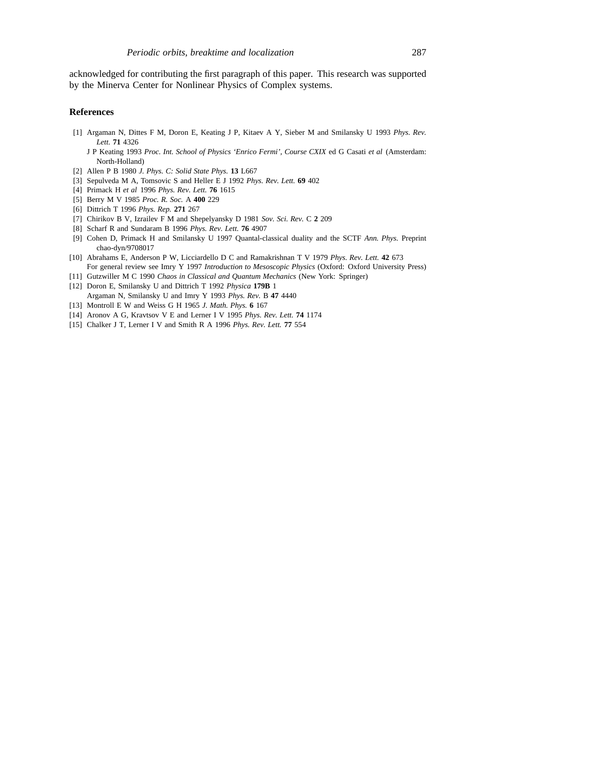acknowledged for contributing the first paragraph of this paper. This research was supported by the Minerva Center for Nonlinear Physics of Complex systems.

## References

[1] Argaman N, Dittes F M, Doron E, Keating J P, Kitaev A Y, Sieber M and Smilansky U 1993 *Phys. Rev. Lett.* **71** 4326
J P Keating 1993 *Proc. Int. School of Physics 'Enrico Fermi', Course CXIX* ed G Casati *et al* (Amsterdam: North-Holland)

[2] Allen P B 1980 *J. Phys. C: Solid State Phys.* **13** L667

[3] Sepulveda M A, Tomsovic S and Heller E J 1992 *Phys. Rev. Lett.* **69** 402

[4] Primack H *et al* 1996 *Phys. Rev. Lett.* **76** 1615

[5] Berry M V 1985 *Proc. R. Soc.* A **400** 229

[6] Dittrich T 1996 *Phys. Rep.* **271** 267

[7] Chirikov B V, Izrailev F M and Shepelyansky D 1981 *Sov. Sci. Rev.* C **2** 209

[8] Scharf R and Sundaram B 1996 *Phys. Rev. Lett.* **76** 4907

[9] Cohen D, Primack H and Smilansky U 1997 Quantal-classical duality and the SCTF *Ann. Phys.* Preprint chao-dyn/9708017

[10] Abrahams E, Anderson P W, Licciardello D C and Ramakrishnan T V 1979 *Phys. Rev. Lett.* **42** 673
For general review see Imry Y 1997 *Introduction to Mesoscopic Physics* (Oxford: Oxford University Press)

[11] Gutzwiller M C 1990 *Chaos in Classical and Quantum Mechanics* (New York: Springer)

[12] Doron E, Smilansky U and Dittrich T 1992 *Physica* **179B** 1
Argaman N, Smilansky U and Imry Y 1993 *Phys. Rev.* B **47** 4440

[13] Montroll E W and Weiss G H 1965 *J. Math. Phys.* **6** 167

[14] Aronov A G, Kravtsov V E and Lerner I V 1995 *Phys. Rev. Lett.* **74** 1174

[15] Chalker J T, Lerner I V and Smith R A 1996 *Phys. Rev. Lett.* **77** 554